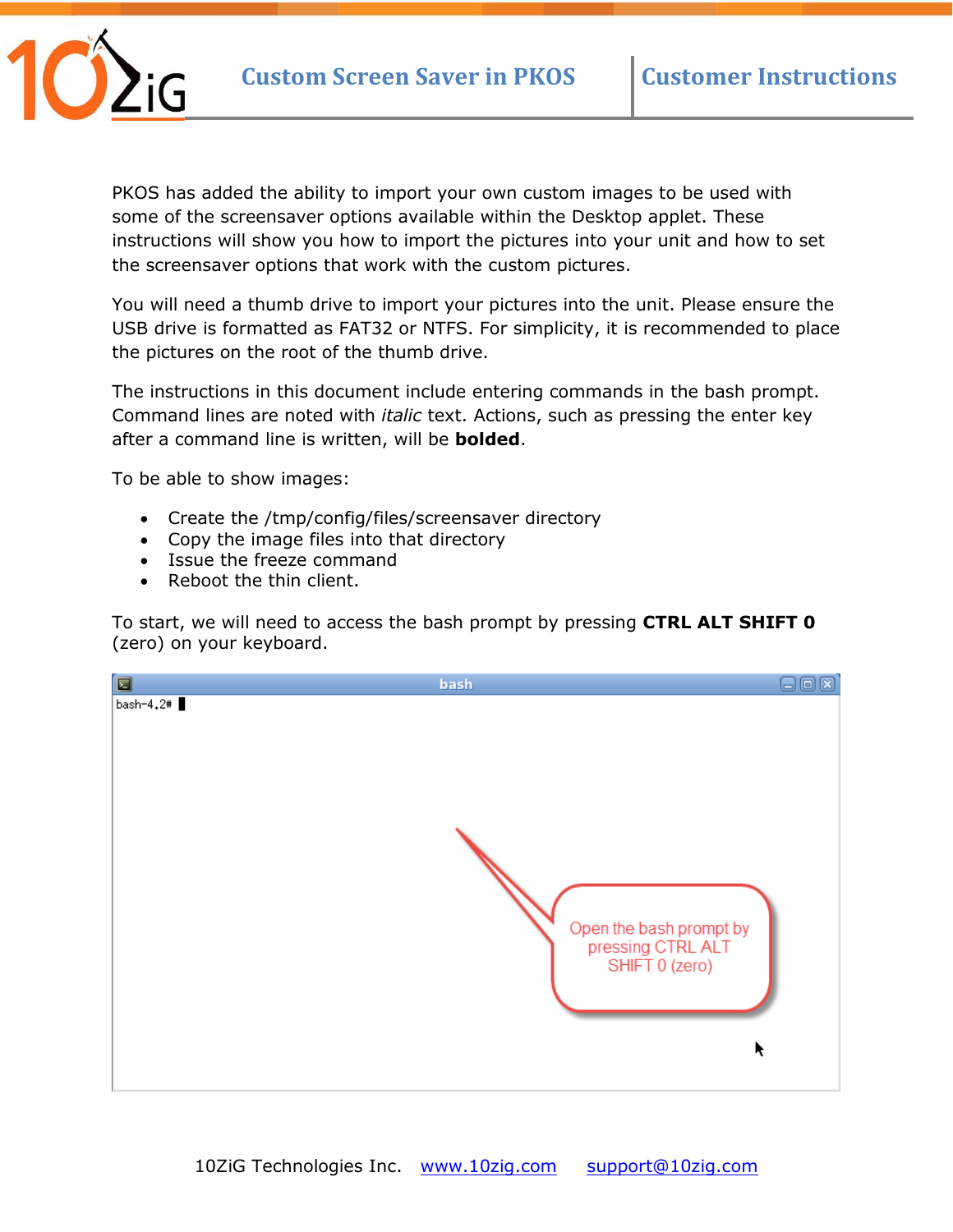# Custom Screen Saver in PKOS

## Customer Instructions

PKOS has added the ability to import your own custom images to be used with some of the screensaver options available within the Desktop applet. These instructions will show you how to import the pictures into your unit and how to set the screensaver options that work with the custom pictures.

You will need a thumb drive to import your pictures into the unit. Please ensure the USB drive is formatted as FAT32 or NTFS. For simplicity, it is recommended to place the pictures on the root of the thumb drive.

The instructions in this document include entering commands in the bash prompt. Command lines are noted with *italic* text. Actions, such as pressing the enter key after a command line is written, will be **bolded**.

To be able to show images:

- Create the /tmp/config/files/screensaver directory
- Copy the image files into that directory
- Issue the freeze command
- Reboot the thin client.

To start, we will need to access the bash prompt by pressing **CTRL ALT SHIFT 0** (zero) on your keyboard.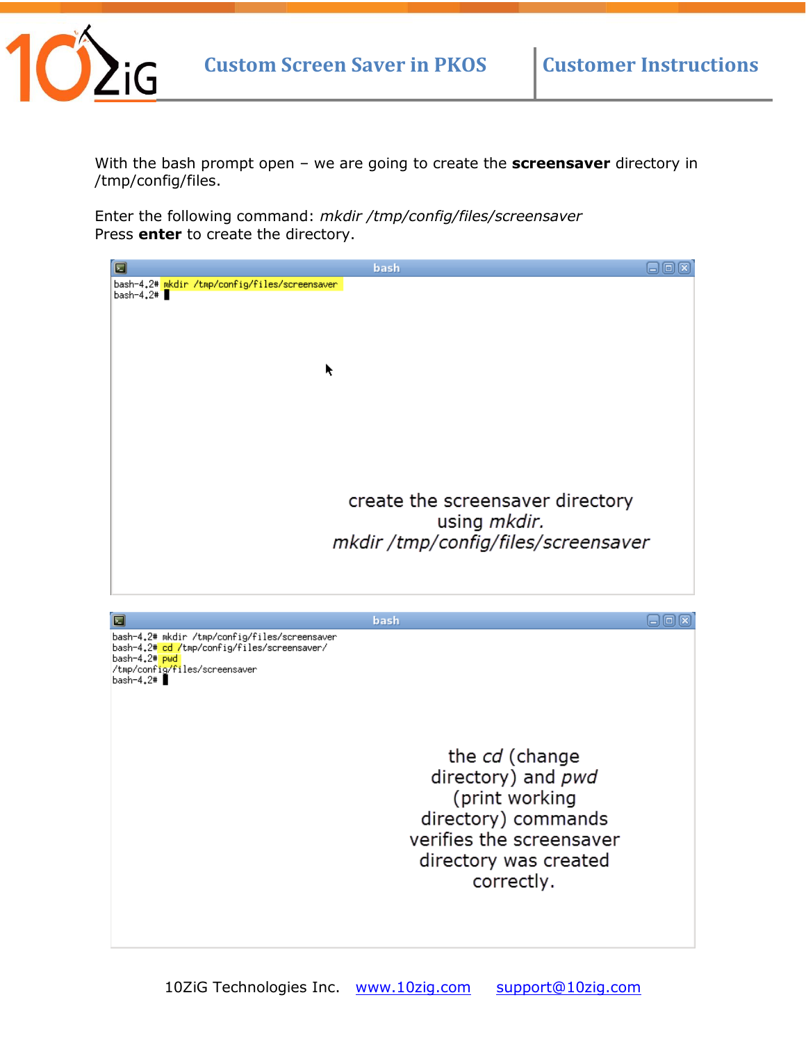With the bash prompt open – we are going to create the **screensaver** directory in /tmp/config/files.

Enter the following command: *mkdir /tmp/config/files/screensaver*
Press **enter** to create the directory.

```
bash-4.2# mkdir /tmp/config/files/screensaver
bash-4.2#
```

create the screensaver directory using *mkdir.*
*mkdir /tmp/config/files/screensaver*

```
bash-4.2# mkdir /tmp/config/files/screensaver
bash-4.2# cd /tmp/config/files/screensaver/
bash-4.2# pwd
/tmp/config/files/screensaver
bash-4.2#
```

the *cd* (change directory) and *pwd* (print working directory) commands verifies the screensaver directory was created correctly.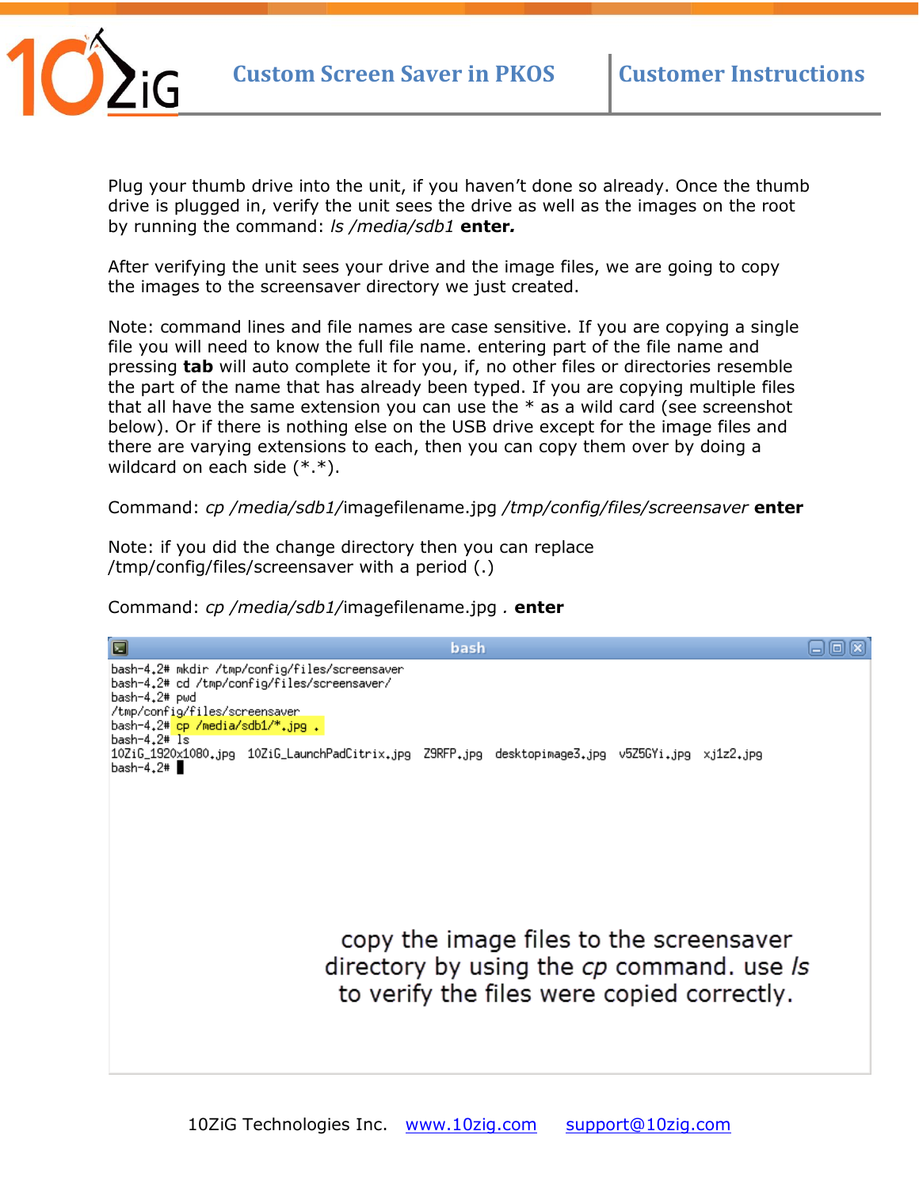Plug your thumb drive into the unit, if you haven't done so already. Once the thumb drive is plugged in, verify the unit sees the drive as well as the images on the root by running the command: *ls /media/sdb1* **enter.**

After verifying the unit sees your drive and the image files, we are going to copy the images to the screensaver directory we just created.

Note: command lines and file names are case sensitive. If you are copying a single file you will need to know the full file name. entering part of the file name and pressing **tab** will auto complete it for you, if, no other files or directories resemble the part of the name that has already been typed. If you are copying multiple files that all have the same extension you can use the * as a wild card (see screenshot below). Or if there is nothing else on the USB drive except for the image files and there are varying extensions to each, then you can copy them over by doing a wildcard on each side (*.*).

Command: *cp /media/sdb1/*imagefilename.jpg */tmp/config/files/screensaver* **enter**

Note: if you did the change directory then you can replace /tmp/config/files/screensaver with a period (.)

Command: *cp /media/sdb1/*imagefilename.jpg *.* **enter**

```
bash-4.2# mkdir /tmp/config/files/screensaver
bash-4.2# cd /tmp/config/files/screensaver/
bash-4.2# pwd
/tmp/config/files/screensaver
bash-4.2# cp /media/sdb1/*.jpg .
bash-4.2# ls
10ZiG_1920x1080.jpg  10ZiG_LaunchPadCitrix.jpg  Z9RFP.jpg  desktopimage3.jpg  v5Z5GYi.jpg  xj1z2.jpg
bash-4.2#
```

copy the image files to the screensaver directory by using the *cp* command. use *ls* to verify the files were copied correctly.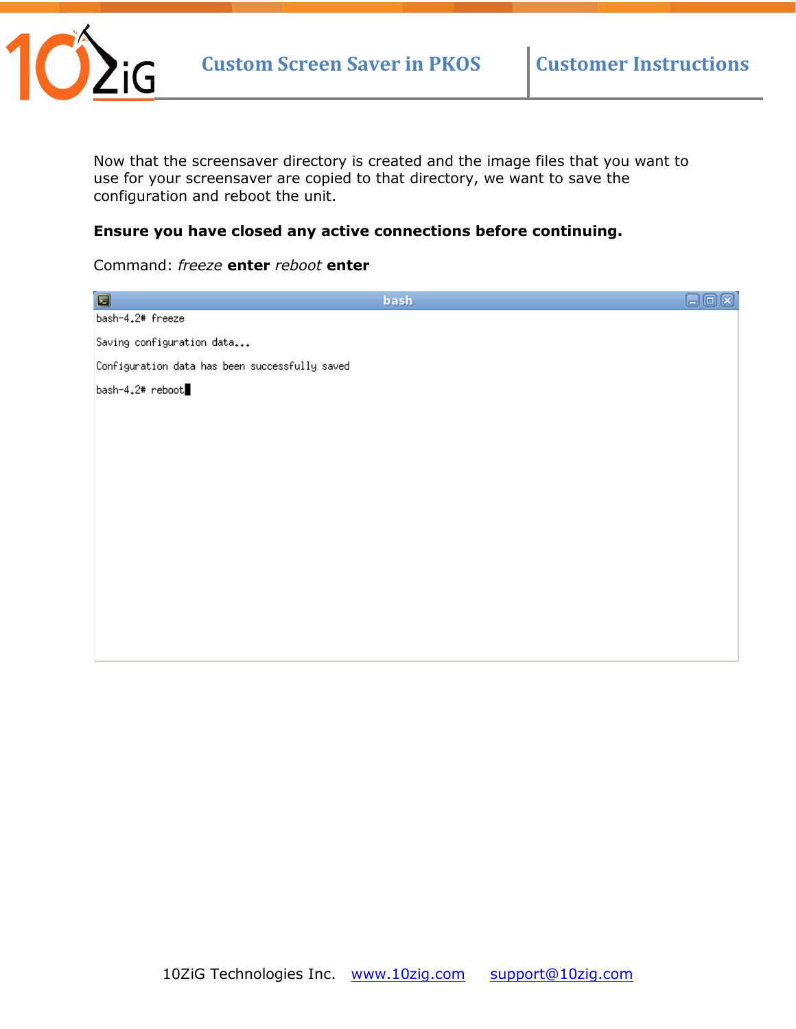Now that the screensaver directory is created and the image files that you want to use for your screensaver are copied to that directory, we want to save the configuration and reboot the unit.

**Ensure you have closed any active connections before continuing.**

Command: *freeze* **enter** *reboot* **enter**

```
bash-4.2# freeze

Saving configuration data...

Configuration data has been successfully saved

bash-4.2# reboot
```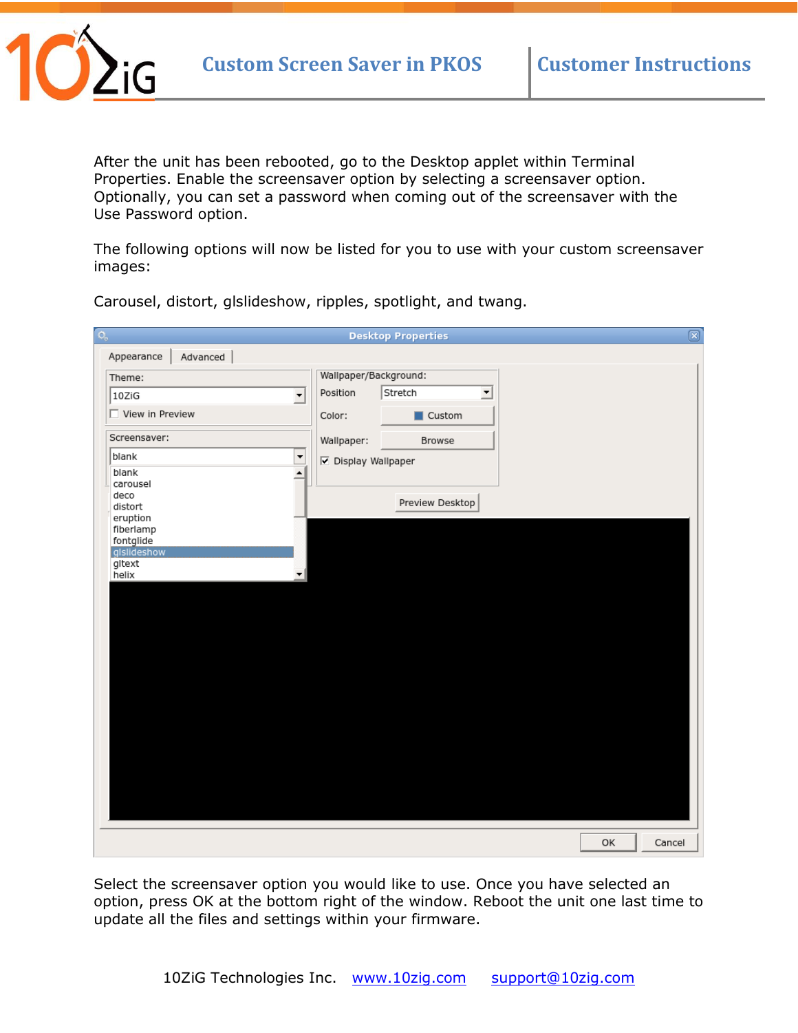After the unit has been rebooted, go to the Desktop applet within Terminal Properties. Enable the screensaver option by selecting a screensaver option. Optionally, you can set a password when coming out of the screensaver with the Use Password option.

The following options will now be listed for you to use with your custom screensaver images:

Carousel, distort, glslideshow, ripples, spotlight, and twang.

Select the screensaver option you would like to use. Once you have selected an option, press OK at the bottom right of the window. Reboot the unit one last time to update all the files and settings within your firmware.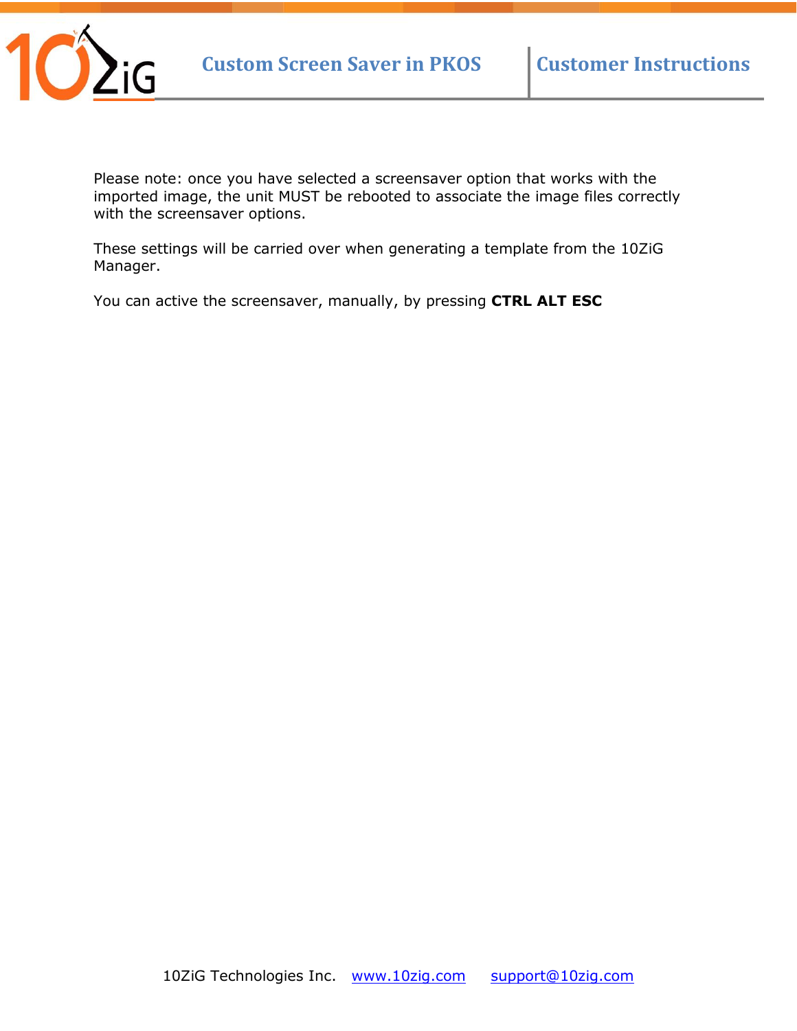Please note: once you have selected a screensaver option that works with the imported image, the unit MUST be rebooted to associate the image files correctly with the screensaver options.

These settings will be carried over when generating a template from the 10ZiG Manager.

You can active the screensaver, manually, by pressing **CTRL ALT ESC**